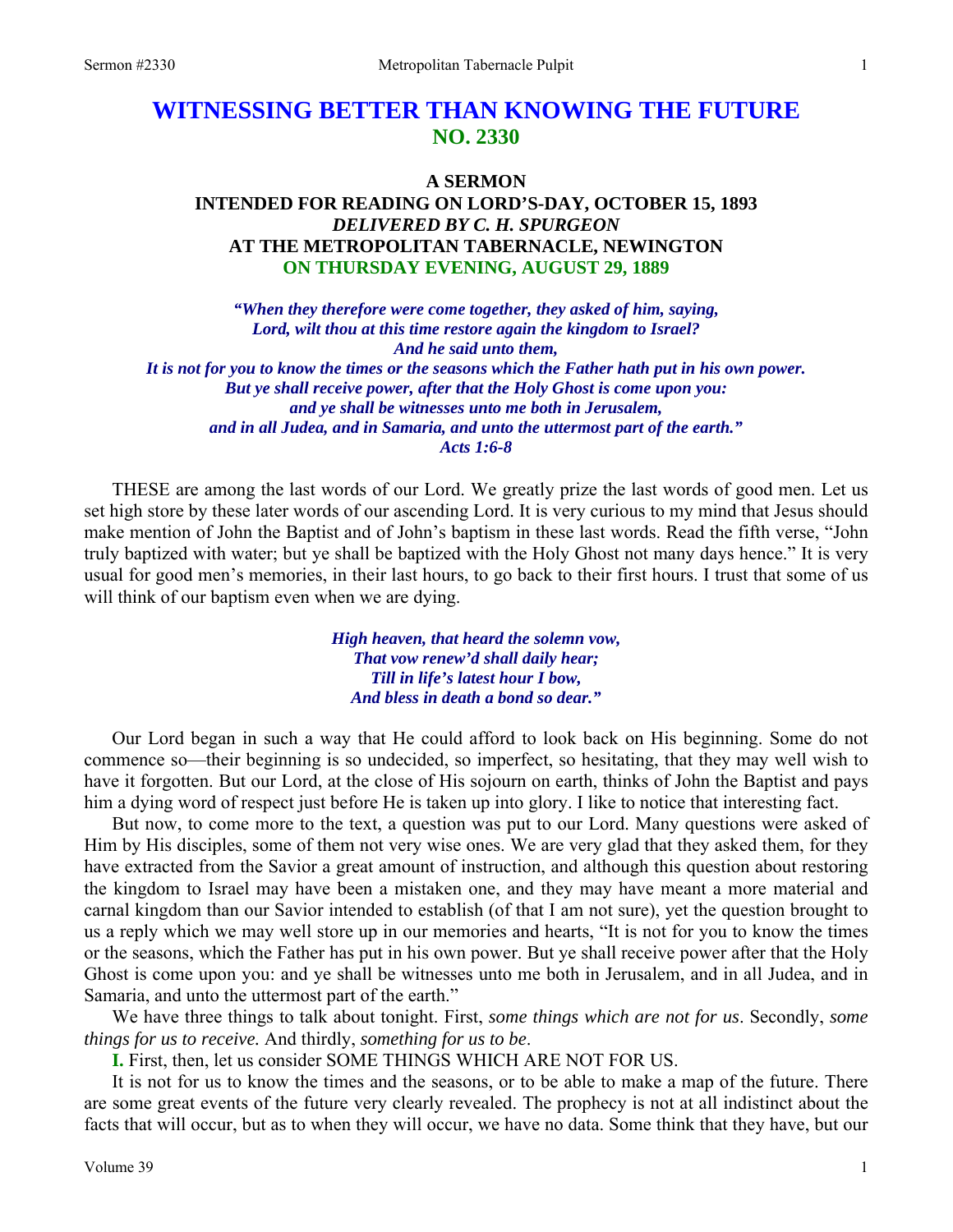# WITNESSING BETTER THAN KNOWING THE FUTURE
## NO. 2330

### A SERMON
### INTENDED FOR READING ON LORD'S-DAY, OCTOBER 15, 1893
### *DELIVERED BY C. H. SPURGEON*
### AT THE METROPOLITAN TABERNACLE, NEWINGTON
### ON THURSDAY EVENING, AUGUST 29, 1889

***"When they therefore were come together, they asked of him, saying,***
***Lord, wilt thou at this time restore again the kingdom to Israel?***
***And he said unto them,***
***It is not for you to know the times or the seasons which the Father hath put in his own power.***
***But ye shall receive power, after that the Holy Ghost is come upon you:***
***and ye shall be witnesses unto me both in Jerusalem,***
***and in all Judea, and in Samaria, and unto the uttermost part of the earth."***
***Acts 1:6-8***

THESE are among the last words of our Lord. We greatly prize the last words of good men. Let us set high store by these later words of our ascending Lord. It is very curious to my mind that Jesus should make mention of John the Baptist and of John's baptism in these last words. Read the fifth verse, "John truly baptized with water; but ye shall be baptized with the Holy Ghost not many days hence." It is very usual for good men's memories, in their last hours, to go back to their first hours. I trust that some of us will think of our baptism even when we are dying.

***High heaven, that heard the solemn vow,***
***That vow renew'd shall daily hear;***
***Till in life's latest hour I bow,***
***And bless in death a bond so dear."***

Our Lord began in such a way that He could afford to look back on His beginning. Some do not commence so—their beginning is so undecided, so imperfect, so hesitating, that they may well wish to have it forgotten. But our Lord, at the close of His sojourn on earth, thinks of John the Baptist and pays him a dying word of respect just before He is taken up into glory. I like to notice that interesting fact.

But now, to come more to the text, a question was put to our Lord. Many questions were asked of Him by His disciples, some of them not very wise ones. We are very glad that they asked them, for they have extracted from the Savior a great amount of instruction, and although this question about restoring the kingdom to Israel may have been a mistaken one, and they may have meant a more material and carnal kingdom than our Savior intended to establish (of that I am not sure), yet the question brought to us a reply which we may well store up in our memories and hearts, "It is not for you to know the times or the seasons, which the Father has put in his own power. But ye shall receive power after that the Holy Ghost is come upon you: and ye shall be witnesses unto me both in Jerusalem, and in all Judea, and in Samaria, and unto the uttermost part of the earth."

We have three things to talk about tonight. First, *some things which are not for us*. Secondly, *some things for us to receive.* And thirdly, *something for us to be*.

**I.** First, then, let us consider SOME THINGS WHICH ARE NOT FOR US.

It is not for us to know the times and the seasons, or to be able to make a map of the future. There are some great events of the future very clearly revealed. The prophecy is not at all indistinct about the facts that will occur, but as to when they will occur, we have no data. Some think that they have, but our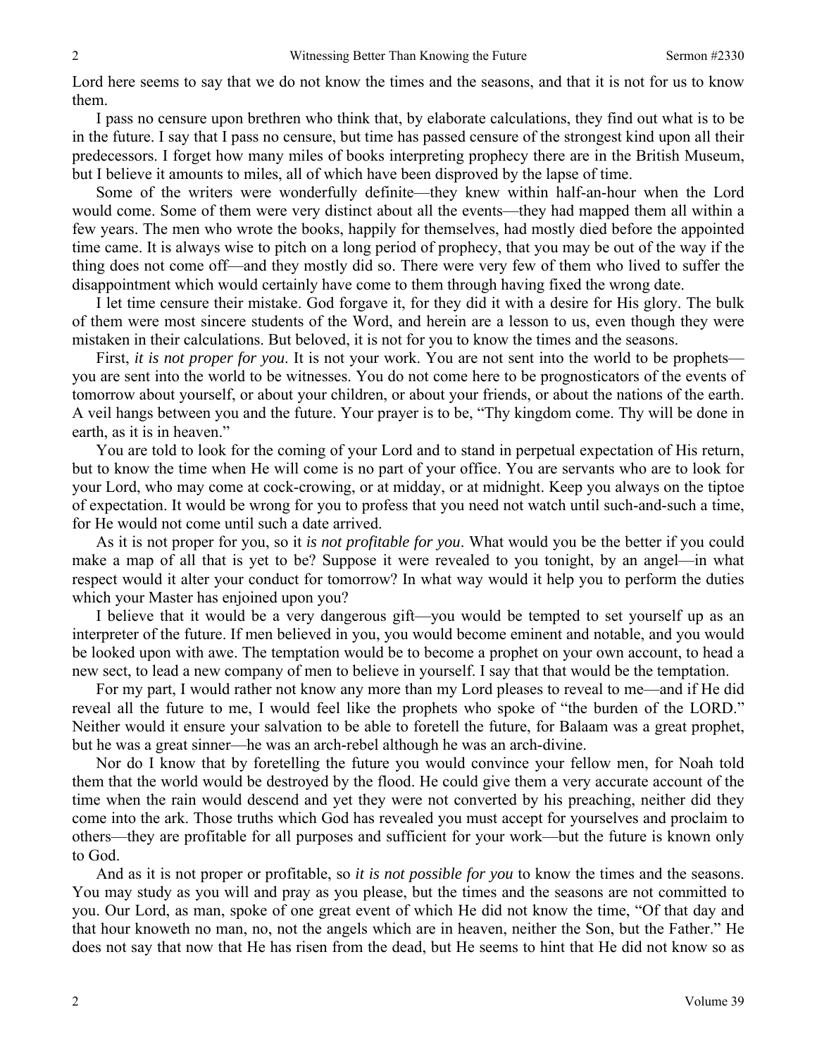Lord here seems to say that we do not know the times and the seasons, and that it is not for us to know them.

I pass no censure upon brethren who think that, by elaborate calculations, they find out what is to be in the future. I say that I pass no censure, but time has passed censure of the strongest kind upon all their predecessors. I forget how many miles of books interpreting prophecy there are in the British Museum, but I believe it amounts to miles, all of which have been disproved by the lapse of time.

Some of the writers were wonderfully definite—they knew within half-an-hour when the Lord would come. Some of them were very distinct about all the events—they had mapped them all within a few years. The men who wrote the books, happily for themselves, had mostly died before the appointed time came. It is always wise to pitch on a long period of prophecy, that you may be out of the way if the thing does not come off—and they mostly did so. There were very few of them who lived to suffer the disappointment which would certainly have come to them through having fixed the wrong date.

I let time censure their mistake. God forgave it, for they did it with a desire for His glory. The bulk of them were most sincere students of the Word, and herein are a lesson to us, even though they were mistaken in their calculations. But beloved, it is not for you to know the times and the seasons.

First, *it is not proper for you*. It is not your work. You are not sent into the world to be prophets—you are sent into the world to be witnesses. You do not come here to be prognosticators of the events of tomorrow about yourself, or about your children, or about your friends, or about the nations of the earth. A veil hangs between you and the future. Your prayer is to be, "Thy kingdom come. Thy will be done in earth, as it is in heaven."

You are told to look for the coming of your Lord and to stand in perpetual expectation of His return, but to know the time when He will come is no part of your office. You are servants who are to look for your Lord, who may come at cock-crowing, or at midday, or at midnight. Keep you always on the tiptoe of expectation. It would be wrong for you to profess that you need not watch until such-and-such a time, for He would not come until such a date arrived.

As it is not proper for you, so it *is not profitable for you*. What would you be the better if you could make a map of all that is yet to be? Suppose it were revealed to you tonight, by an angel—in what respect would it alter your conduct for tomorrow? In what way would it help you to perform the duties which your Master has enjoined upon you?

I believe that it would be a very dangerous gift—you would be tempted to set yourself up as an interpreter of the future. If men believed in you, you would become eminent and notable, and you would be looked upon with awe. The temptation would be to become a prophet on your own account, to head a new sect, to lead a new company of men to believe in yourself. I say that that would be the temptation.

For my part, I would rather not know any more than my Lord pleases to reveal to me—and if He did reveal all the future to me, I would feel like the prophets who spoke of "the burden of the LORD." Neither would it ensure your salvation to be able to foretell the future, for Balaam was a great prophet, but he was a great sinner—he was an arch-rebel although he was an arch-divine.

Nor do I know that by foretelling the future you would convince your fellow men, for Noah told them that the world would be destroyed by the flood. He could give them a very accurate account of the time when the rain would descend and yet they were not converted by his preaching, neither did they come into the ark. Those truths which God has revealed you must accept for yourselves and proclaim to others—they are profitable for all purposes and sufficient for your work—but the future is known only to God.

And as it is not proper or profitable, so *it is not possible for you* to know the times and the seasons. You may study as you will and pray as you please, but the times and the seasons are not committed to you. Our Lord, as man, spoke of one great event of which He did not know the time, "Of that day and that hour knoweth no man, no, not the angels which are in heaven, neither the Son, but the Father." He does not say that now that He has risen from the dead, but He seems to hint that He did not know so as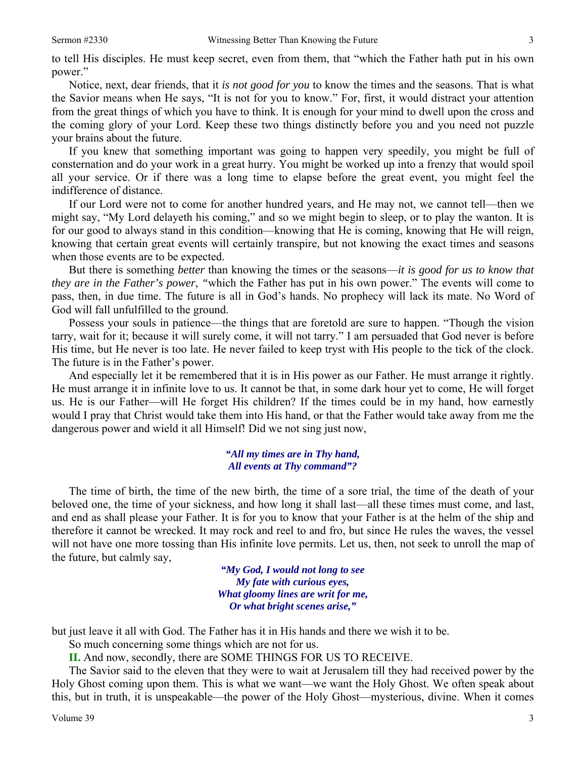to tell His disciples. He must keep secret, even from them, that "which the Father hath put in his own power."

Notice, next, dear friends, that it *is not good for you* to know the times and the seasons. That is what the Savior means when He says, "It is not for you to know." For, first, it would distract your attention from the great things of which you have to think. It is enough for your mind to dwell upon the cross and the coming glory of your Lord. Keep these two things distinctly before you and you need not puzzle your brains about the future.

If you knew that something important was going to happen very speedily, you might be full of consternation and do your work in a great hurry. You might be worked up into a frenzy that would spoil all your service. Or if there was a long time to elapse before the great event, you might feel the indifference of distance.

If our Lord were not to come for another hundred years, and He may not, we cannot tell—then we might say, "My Lord delayeth his coming," and so we might begin to sleep, or to play the wanton. It is for our good to always stand in this condition—knowing that He is coming, knowing that He will reign, knowing that certain great events will certainly transpire, but not knowing the exact times and seasons when those events are to be expected.

But there is something *better* than knowing the times or the seasons—*it is good for us to know that they are in the Father's power*, "which the Father has put in his own power." The events will come to pass, then, in due time. The future is all in God's hands. No prophecy will lack its mate. No Word of God will fall unfulfilled to the ground.

Possess your souls in patience—the things that are foretold are sure to happen. "Though the vision tarry, wait for it; because it will surely come, it will not tarry." I am persuaded that God never is before His time, but He never is too late. He never failed to keep tryst with His people to the tick of the clock. The future is in the Father's power.

And especially let it be remembered that it is in His power as our Father. He must arrange it rightly. He must arrange it in infinite love to us. It cannot be that, in some dark hour yet to come, He will forget us. He is our Father—will He forget His children? If the times could be in my hand, how earnestly would I pray that Christ would take them into His hand, or that the Father would take away from me the dangerous power and wield it all Himself! Did we not sing just now,

> ***"All my times are in Thy hand,***
> ***All events at Thy command"?***

The time of birth, the time of the new birth, the time of a sore trial, the time of the death of your beloved one, the time of your sickness, and how long it shall last—all these times must come, and last, and end as shall please your Father. It is for you to know that your Father is at the helm of the ship and therefore it cannot be wrecked. It may rock and reel to and fro, but since He rules the waves, the vessel will not have one more tossing than His infinite love permits. Let us, then, not seek to unroll the map of the future, but calmly say,

> ***"My God, I would not long to see***
> ***My fate with curious eyes,***
> ***What gloomy lines are writ for me,***
> ***Or what bright scenes arise,"***

but just leave it all with God. The Father has it in His hands and there we wish it to be.

So much concerning some things which are not for us.

**II.** And now, secondly, there are SOME THINGS FOR US TO RECEIVE.

The Savior said to the eleven that they were to wait at Jerusalem till they had received power by the Holy Ghost coming upon them. This is what we want—we want the Holy Ghost. We often speak about this, but in truth, it is unspeakable—the power of the Holy Ghost—mysterious, divine. When it comes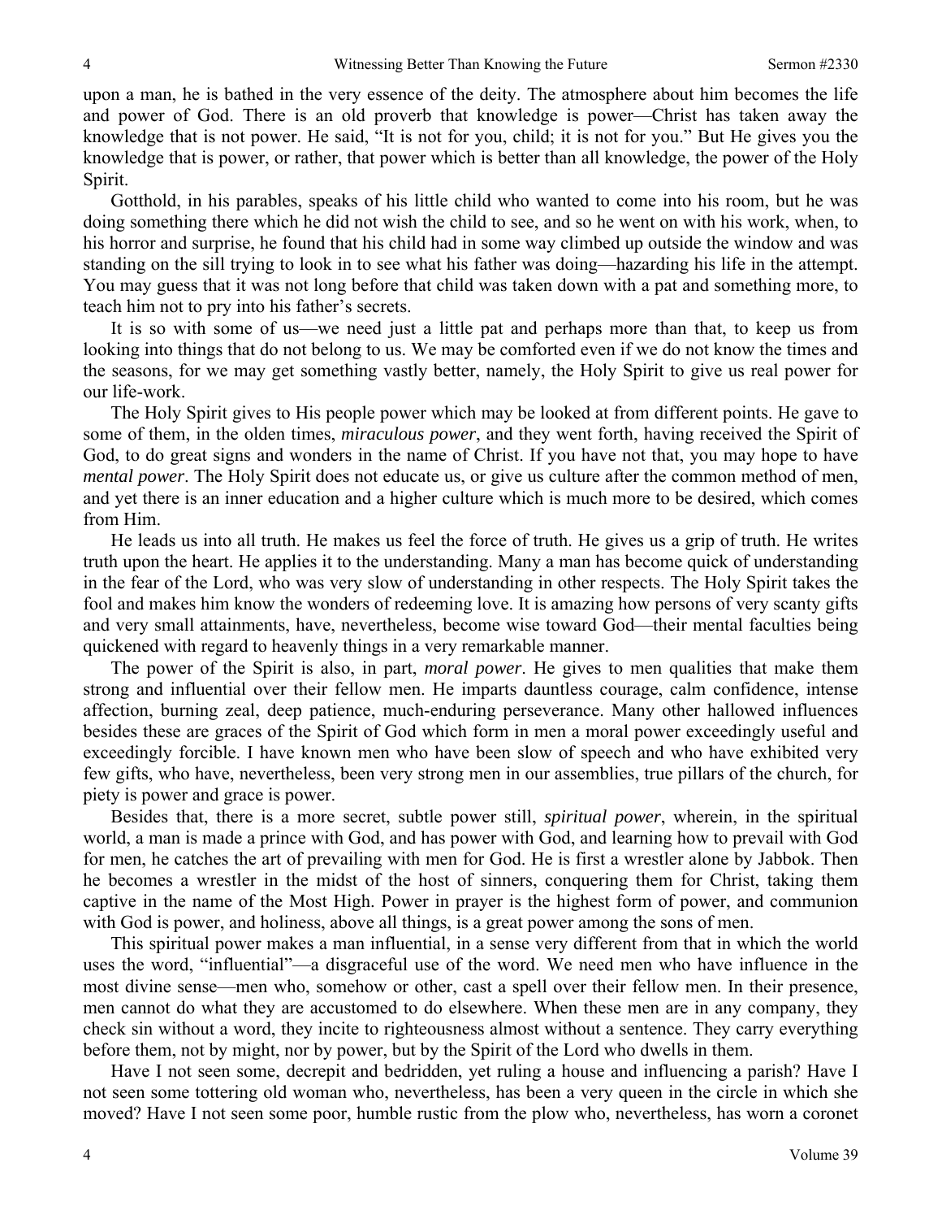upon a man, he is bathed in the very essence of the deity. The atmosphere about him becomes the life and power of God. There is an old proverb that knowledge is power—Christ has taken away the knowledge that is not power. He said, "It is not for you, child; it is not for you." But He gives you the knowledge that is power, or rather, that power which is better than all knowledge, the power of the Holy Spirit.

Gotthold, in his parables, speaks of his little child who wanted to come into his room, but he was doing something there which he did not wish the child to see, and so he went on with his work, when, to his horror and surprise, he found that his child had in some way climbed up outside the window and was standing on the sill trying to look in to see what his father was doing—hazarding his life in the attempt. You may guess that it was not long before that child was taken down with a pat and something more, to teach him not to pry into his father's secrets.

It is so with some of us—we need just a little pat and perhaps more than that, to keep us from looking into things that do not belong to us. We may be comforted even if we do not know the times and the seasons, for we may get something vastly better, namely, the Holy Spirit to give us real power for our life-work.

The Holy Spirit gives to His people power which may be looked at from different points. He gave to some of them, in the olden times, *miraculous power*, and they went forth, having received the Spirit of God, to do great signs and wonders in the name of Christ. If you have not that, you may hope to have *mental power*. The Holy Spirit does not educate us, or give us culture after the common method of men, and yet there is an inner education and a higher culture which is much more to be desired, which comes from Him.

He leads us into all truth. He makes us feel the force of truth. He gives us a grip of truth. He writes truth upon the heart. He applies it to the understanding. Many a man has become quick of understanding in the fear of the Lord, who was very slow of understanding in other respects. The Holy Spirit takes the fool and makes him know the wonders of redeeming love. It is amazing how persons of very scanty gifts and very small attainments, have, nevertheless, become wise toward God—their mental faculties being quickened with regard to heavenly things in a very remarkable manner.

The power of the Spirit is also, in part, *moral power*. He gives to men qualities that make them strong and influential over their fellow men. He imparts dauntless courage, calm confidence, intense affection, burning zeal, deep patience, much-enduring perseverance. Many other hallowed influences besides these are graces of the Spirit of God which form in men a moral power exceedingly useful and exceedingly forcible. I have known men who have been slow of speech and who have exhibited very few gifts, who have, nevertheless, been very strong men in our assemblies, true pillars of the church, for piety is power and grace is power.

Besides that, there is a more secret, subtle power still, *spiritual power*, wherein, in the spiritual world, a man is made a prince with God, and has power with God, and learning how to prevail with God for men, he catches the art of prevailing with men for God. He is first a wrestler alone by Jabbok. Then he becomes a wrestler in the midst of the host of sinners, conquering them for Christ, taking them captive in the name of the Most High. Power in prayer is the highest form of power, and communion with God is power, and holiness, above all things, is a great power among the sons of men.

This spiritual power makes a man influential, in a sense very different from that in which the world uses the word, "influential"—a disgraceful use of the word. We need men who have influence in the most divine sense—men who, somehow or other, cast a spell over their fellow men. In their presence, men cannot do what they are accustomed to do elsewhere. When these men are in any company, they check sin without a word, they incite to righteousness almost without a sentence. They carry everything before them, not by might, nor by power, but by the Spirit of the Lord who dwells in them.

Have I not seen some, decrepit and bedridden, yet ruling a house and influencing a parish? Have I not seen some tottering old woman who, nevertheless, has been a very queen in the circle in which she moved? Have I not seen some poor, humble rustic from the plow who, nevertheless, has worn a coronet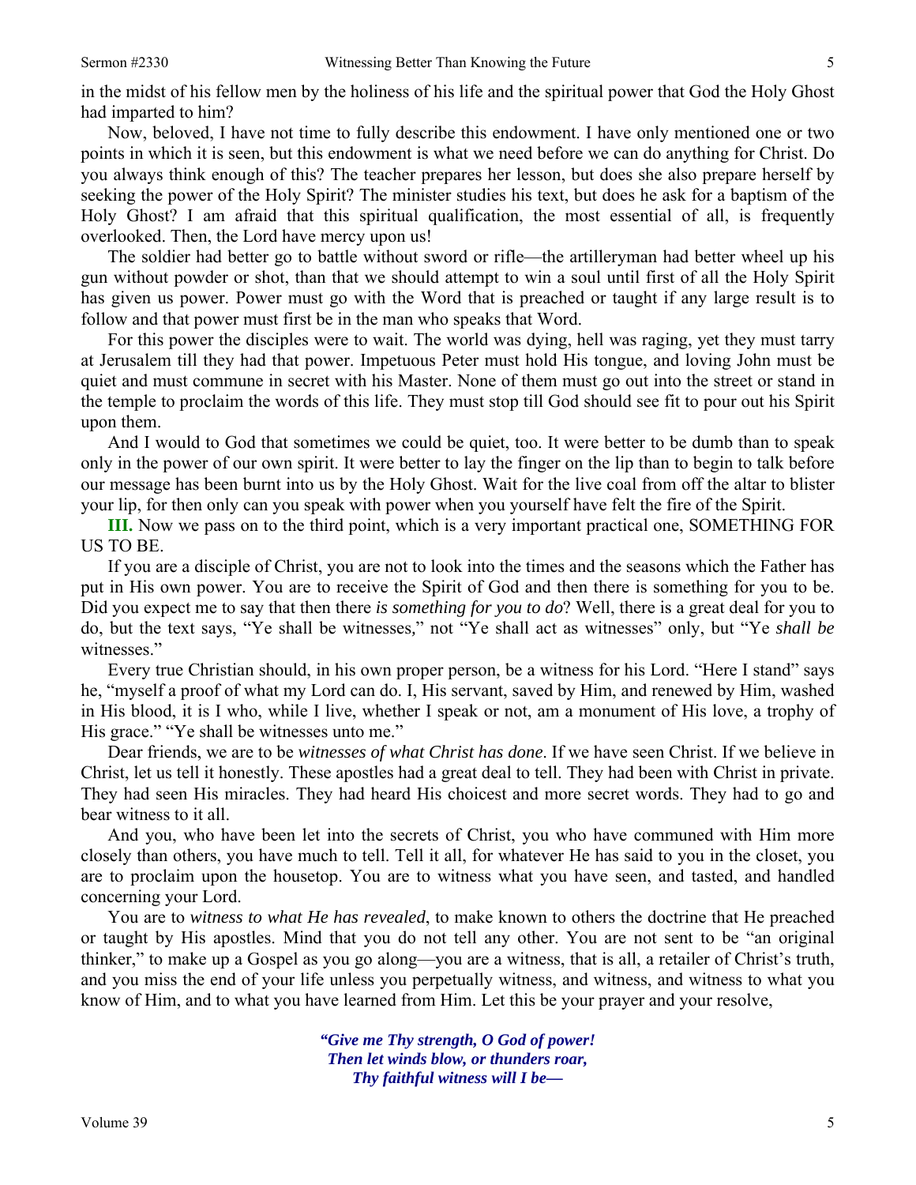in the midst of his fellow men by the holiness of his life and the spiritual power that God the Holy Ghost had imparted to him?

Now, beloved, I have not time to fully describe this endowment. I have only mentioned one or two points in which it is seen, but this endowment is what we need before we can do anything for Christ. Do you always think enough of this? The teacher prepares her lesson, but does she also prepare herself by seeking the power of the Holy Spirit? The minister studies his text, but does he ask for a baptism of the Holy Ghost? I am afraid that this spiritual qualification, the most essential of all, is frequently overlooked. Then, the Lord have mercy upon us!

The soldier had better go to battle without sword or rifle—the artilleryman had better wheel up his gun without powder or shot, than that we should attempt to win a soul until first of all the Holy Spirit has given us power. Power must go with the Word that is preached or taught if any large result is to follow and that power must first be in the man who speaks that Word.

For this power the disciples were to wait. The world was dying, hell was raging, yet they must tarry at Jerusalem till they had that power. Impetuous Peter must hold His tongue, and loving John must be quiet and must commune in secret with his Master. None of them must go out into the street or stand in the temple to proclaim the words of this life. They must stop till God should see fit to pour out his Spirit upon them.

And I would to God that sometimes we could be quiet, too. It were better to be dumb than to speak only in the power of our own spirit. It were better to lay the finger on the lip than to begin to talk before our message has been burnt into us by the Holy Ghost. Wait for the live coal from off the altar to blister your lip, for then only can you speak with power when you yourself have felt the fire of the Spirit.

**III.** Now we pass on to the third point, which is a very important practical one, SOMETHING FOR US TO BE.

If you are a disciple of Christ, you are not to look into the times and the seasons which the Father has put in His own power. You are to receive the Spirit of God and then there is something for you to be. Did you expect me to say that then there *is something for you to do*? Well, there is a great deal for you to do, but the text says, "Ye shall be witnesses," not "Ye shall act as witnesses" only, but "Ye *shall be* witnesses."

Every true Christian should, in his own proper person, be a witness for his Lord. "Here I stand" says he, "myself a proof of what my Lord can do. I, His servant, saved by Him, and renewed by Him, washed in His blood, it is I who, while I live, whether I speak or not, am a monument of His love, a trophy of His grace." "Ye shall be witnesses unto me."

Dear friends, we are to be *witnesses of what Christ has done*. If we have seen Christ. If we believe in Christ, let us tell it honestly. These apostles had a great deal to tell. They had been with Christ in private. They had seen His miracles. They had heard His choicest and more secret words. They had to go and bear witness to it all.

And you, who have been let into the secrets of Christ, you who have communed with Him more closely than others, you have much to tell. Tell it all, for whatever He has said to you in the closet, you are to proclaim upon the housetop. You are to witness what you have seen, and tasted, and handled concerning your Lord.

You are to *witness to what He has revealed*, to make known to others the doctrine that He preached or taught by His apostles. Mind that you do not tell any other. You are not sent to be "an original thinker," to make up a Gospel as you go along—you are a witness, that is all, a retailer of Christ's truth, and you miss the end of your life unless you perpetually witness, and witness, and witness to what you know of Him, and to what you have learned from Him. Let this be your prayer and your resolve,

> ***"Give me Thy strength, O God of power!***
> ***Then let winds blow, or thunders roar,***
> ***Thy faithful witness will I be—***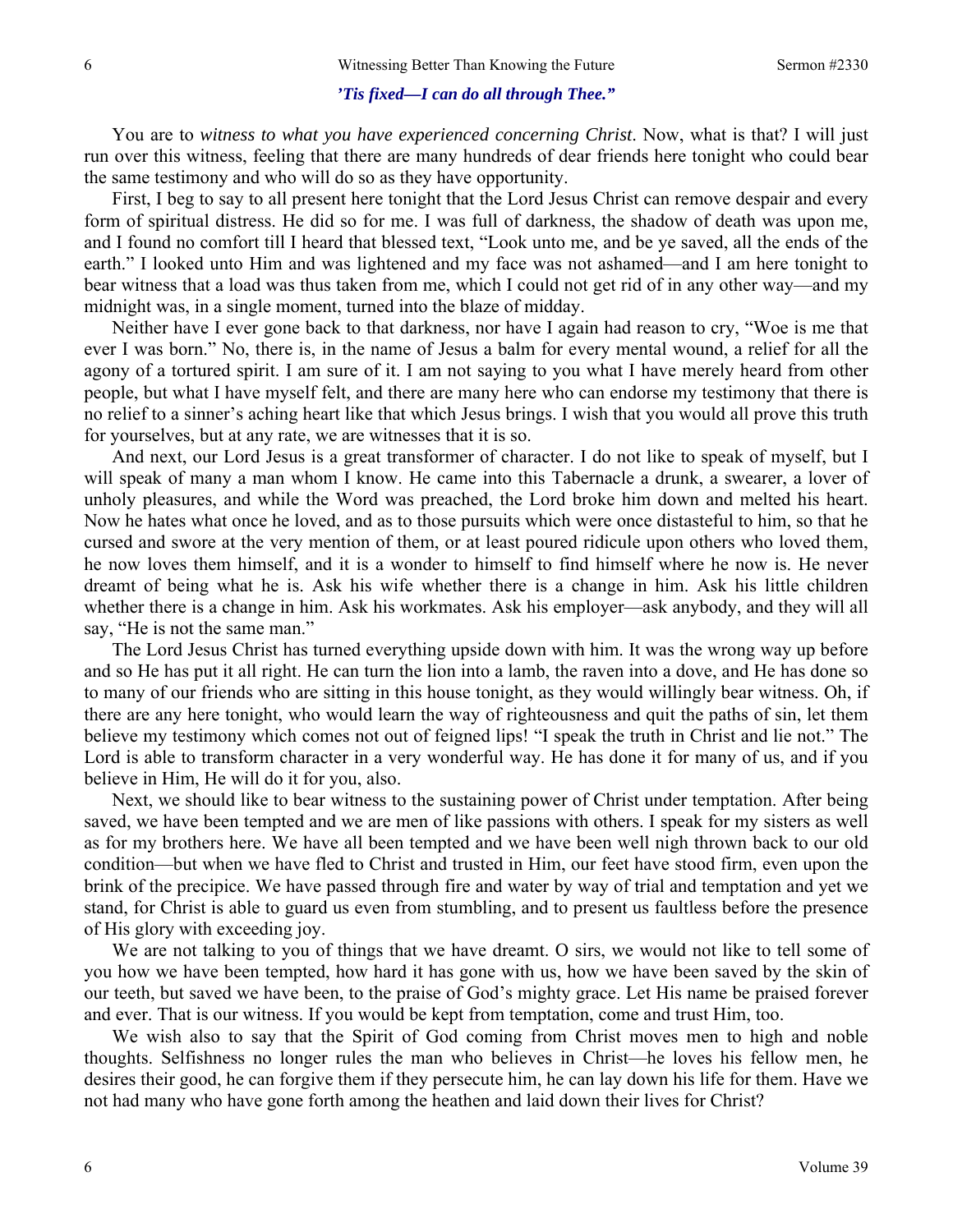***'Tis fixed—I can do all through Thee."***

You are to *witness to what you have experienced concerning Christ*. Now, what is that? I will just run over this witness, feeling that there are many hundreds of dear friends here tonight who could bear the same testimony and who will do so as they have opportunity.

First, I beg to say to all present here tonight that the Lord Jesus Christ can remove despair and every form of spiritual distress. He did so for me. I was full of darkness, the shadow of death was upon me, and I found no comfort till I heard that blessed text, "Look unto me, and be ye saved, all the ends of the earth." I looked unto Him and was lightened and my face was not ashamed—and I am here tonight to bear witness that a load was thus taken from me, which I could not get rid of in any other way—and my midnight was, in a single moment, turned into the blaze of midday.

Neither have I ever gone back to that darkness, nor have I again had reason to cry, "Woe is me that ever I was born." No, there is, in the name of Jesus a balm for every mental wound, a relief for all the agony of a tortured spirit. I am sure of it. I am not saying to you what I have merely heard from other people, but what I have myself felt, and there are many here who can endorse my testimony that there is no relief to a sinner's aching heart like that which Jesus brings. I wish that you would all prove this truth for yourselves, but at any rate, we are witnesses that it is so.

And next, our Lord Jesus is a great transformer of character. I do not like to speak of myself, but I will speak of many a man whom I know. He came into this Tabernacle a drunk, a swearer, a lover of unholy pleasures, and while the Word was preached, the Lord broke him down and melted his heart. Now he hates what once he loved, and as to those pursuits which were once distasteful to him, so that he cursed and swore at the very mention of them, or at least poured ridicule upon others who loved them, he now loves them himself, and it is a wonder to himself to find himself where he now is. He never dreamt of being what he is. Ask his wife whether there is a change in him. Ask his little children whether there is a change in him. Ask his workmates. Ask his employer—ask anybody, and they will all say, "He is not the same man."

The Lord Jesus Christ has turned everything upside down with him. It was the wrong way up before and so He has put it all right. He can turn the lion into a lamb, the raven into a dove, and He has done so to many of our friends who are sitting in this house tonight, as they would willingly bear witness. Oh, if there are any here tonight, who would learn the way of righteousness and quit the paths of sin, let them believe my testimony which comes not out of feigned lips! "I speak the truth in Christ and lie not." The Lord is able to transform character in a very wonderful way. He has done it for many of us, and if you believe in Him, He will do it for you, also.

Next, we should like to bear witness to the sustaining power of Christ under temptation. After being saved, we have been tempted and we are men of like passions with others. I speak for my sisters as well as for my brothers here. We have all been tempted and we have been well nigh thrown back to our old condition—but when we have fled to Christ and trusted in Him, our feet have stood firm, even upon the brink of the precipice. We have passed through fire and water by way of trial and temptation and yet we stand, for Christ is able to guard us even from stumbling, and to present us faultless before the presence of His glory with exceeding joy.

We are not talking to you of things that we have dreamt. O sirs, we would not like to tell some of you how we have been tempted, how hard it has gone with us, how we have been saved by the skin of our teeth, but saved we have been, to the praise of God's mighty grace. Let His name be praised forever and ever. That is our witness. If you would be kept from temptation, come and trust Him, too.

We wish also to say that the Spirit of God coming from Christ moves men to high and noble thoughts. Selfishness no longer rules the man who believes in Christ—he loves his fellow men, he desires their good, he can forgive them if they persecute him, he can lay down his life for them. Have we not had many who have gone forth among the heathen and laid down their lives for Christ?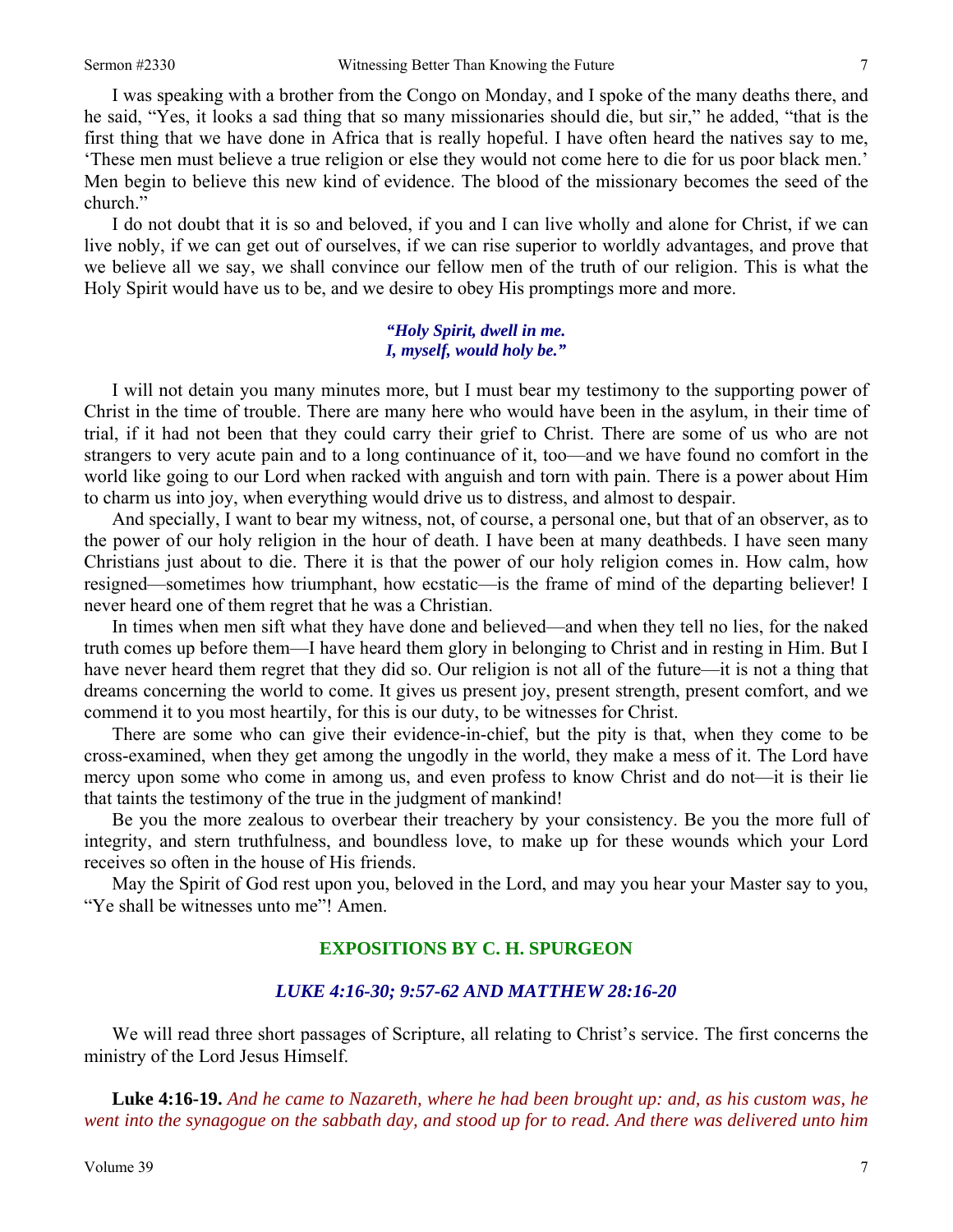I was speaking with a brother from the Congo on Monday, and I spoke of the many deaths there, and he said, "Yes, it looks a sad thing that so many missionaries should die, but sir," he added, "that is the first thing that we have done in Africa that is really hopeful. I have often heard the natives say to me, 'These men must believe a true religion or else they would not come here to die for us poor black men.' Men begin to believe this new kind of evidence. The blood of the missionary becomes the seed of the church."

I do not doubt that it is so and beloved, if you and I can live wholly and alone for Christ, if we can live nobly, if we can get out of ourselves, if we can rise superior to worldly advantages, and prove that we believe all we say, we shall convince our fellow men of the truth of our religion. This is what the Holy Spirit would have us to be, and we desire to obey His promptings more and more.

> ***"Holy Spirit, dwell in me.***
> ***I, myself, would holy be."***

I will not detain you many minutes more, but I must bear my testimony to the supporting power of Christ in the time of trouble. There are many here who would have been in the asylum, in their time of trial, if it had not been that they could carry their grief to Christ. There are some of us who are not strangers to very acute pain and to a long continuance of it, too—and we have found no comfort in the world like going to our Lord when racked with anguish and torn with pain. There is a power about Him to charm us into joy, when everything would drive us to distress, and almost to despair.

And specially, I want to bear my witness, not, of course, a personal one, but that of an observer, as to the power of our holy religion in the hour of death. I have been at many deathbeds. I have seen many Christians just about to die. There it is that the power of our holy religion comes in. How calm, how resigned—sometimes how triumphant, how ecstatic—is the frame of mind of the departing believer! I never heard one of them regret that he was a Christian.

In times when men sift what they have done and believed—and when they tell no lies, for the naked truth comes up before them—I have heard them glory in belonging to Christ and in resting in Him. But I have never heard them regret that they did so. Our religion is not all of the future—it is not a thing that dreams concerning the world to come. It gives us present joy, present strength, present comfort, and we commend it to you most heartily, for this is our duty, to be witnesses for Christ.

There are some who can give their evidence-in-chief, but the pity is that, when they come to be cross-examined, when they get among the ungodly in the world, they make a mess of it. The Lord have mercy upon some who come in among us, and even profess to know Christ and do not—it is their lie that taints the testimony of the true in the judgment of mankind!

Be you the more zealous to overbear their treachery by your consistency. Be you the more full of integrity, and stern truthfulness, and boundless love, to make up for these wounds which your Lord receives so often in the house of His friends.

May the Spirit of God rest upon you, beloved in the Lord, and may you hear your Master say to you, "Ye shall be witnesses unto me"! Amen.

## EXPOSITIONS BY C. H. SPURGEON

### *LUKE 4:16-30; 9:57-62 AND MATTHEW 28:16-20*

We will read three short passages of Scripture, all relating to Christ's service. The first concerns the ministry of the Lord Jesus Himself.

**Luke 4:16-19.** *And he came to Nazareth, where he had been brought up: and, as his custom was, he went into the synagogue on the sabbath day, and stood up for to read. And there was delivered unto him*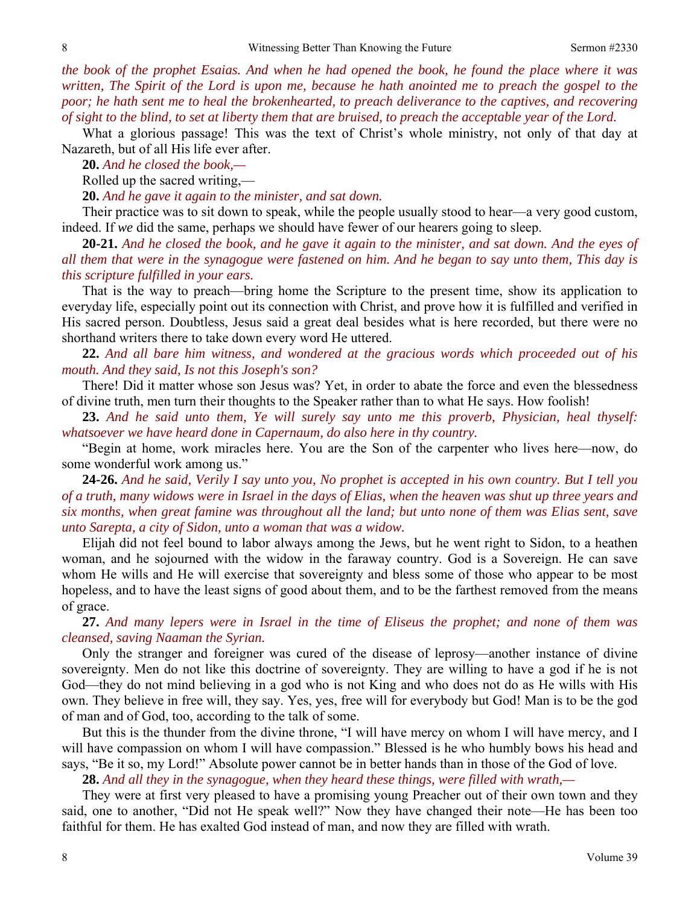*the book of the prophet Esaias. And when he had opened the book, he found the place where it was written, The Spirit of the Lord is upon me, because he hath anointed me to preach the gospel to the poor; he hath sent me to heal the brokenhearted, to preach deliverance to the captives, and recovering of sight to the blind, to set at liberty them that are bruised, to preach the acceptable year of the Lord.*

What a glorious passage! This was the text of Christ's whole ministry, not only of that day at Nazareth, but of all His life ever after.

**20.** *And he closed the book,—*

Rolled up the sacred writing,—

**20.** *And he gave it again to the minister, and sat down.*

Their practice was to sit down to speak, while the people usually stood to hear—a very good custom, indeed. If *we* did the same, perhaps we should have fewer of our hearers going to sleep.

**20-21.** *And he closed the book, and he gave it again to the minister, and sat down. And the eyes of all them that were in the synagogue were fastened on him. And he began to say unto them, This day is this scripture fulfilled in your ears.*

That is the way to preach—bring home the Scripture to the present time, show its application to everyday life, especially point out its connection with Christ, and prove how it is fulfilled and verified in His sacred person. Doubtless, Jesus said a great deal besides what is here recorded, but there were no shorthand writers there to take down every word He uttered.

**22.** *And all bare him witness, and wondered at the gracious words which proceeded out of his mouth. And they said, Is not this Joseph's son?*

There! Did it matter whose son Jesus was? Yet, in order to abate the force and even the blessedness of divine truth, men turn their thoughts to the Speaker rather than to what He says. How foolish!

**23.** *And he said unto them, Ye will surely say unto me this proverb, Physician, heal thyself: whatsoever we have heard done in Capernaum, do also here in thy country.*

"Begin at home, work miracles here. You are the Son of the carpenter who lives here—now, do some wonderful work among us."

**24-26.** *And he said, Verily I say unto you, No prophet is accepted in his own country. But I tell you of a truth, many widows were in Israel in the days of Elias, when the heaven was shut up three years and six months, when great famine was throughout all the land; but unto none of them was Elias sent, save unto Sarepta, a city of Sidon, unto a woman that was a widow.*

Elijah did not feel bound to labor always among the Jews, but he went right to Sidon, to a heathen woman, and he sojourned with the widow in the faraway country. God is a Sovereign. He can save whom He wills and He will exercise that sovereignty and bless some of those who appear to be most hopeless, and to have the least signs of good about them, and to be the farthest removed from the means of grace.

**27.** *And many lepers were in Israel in the time of Eliseus the prophet; and none of them was cleansed, saving Naaman the Syrian.*

Only the stranger and foreigner was cured of the disease of leprosy—another instance of divine sovereignty. Men do not like this doctrine of sovereignty. They are willing to have a god if he is not God—they do not mind believing in a god who is not King and who does not do as He wills with His own. They believe in free will, they say. Yes, yes, free will for everybody but God! Man is to be the god of man and of God, too, according to the talk of some.

But this is the thunder from the divine throne, "I will have mercy on whom I will have mercy, and I will have compassion on whom I will have compassion." Blessed is he who humbly bows his head and says, "Be it so, my Lord!" Absolute power cannot be in better hands than in those of the God of love.

**28.** *And all they in the synagogue, when they heard these things, were filled with wrath,—*

They were at first very pleased to have a promising young Preacher out of their own town and they said, one to another, "Did not He speak well?" Now they have changed their note—He has been too faithful for them. He has exalted God instead of man, and now they are filled with wrath.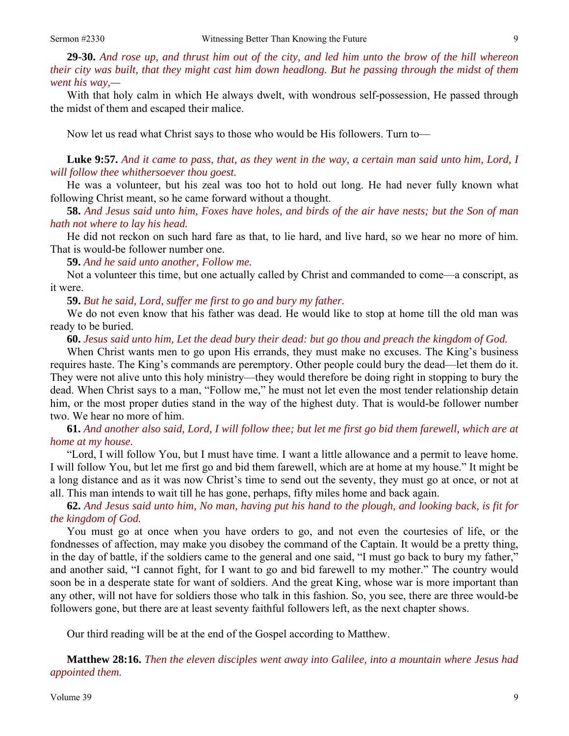**29-30.** *And rose up, and thrust him out of the city, and led him unto the brow of the hill whereon their city was built, that they might cast him down headlong. But he passing through the midst of them went his way,—*

With that holy calm in which He always dwelt, with wondrous self-possession, He passed through the midst of them and escaped their malice.

Now let us read what Christ says to those who would be His followers. Turn to—

**Luke 9:57.** *And it came to pass, that, as they went in the way, a certain man said unto him, Lord, I will follow thee whithersoever thou goest.*

He was a volunteer, but his zeal was too hot to hold out long. He had never fully known what following Christ meant, so he came forward without a thought.

**58.** *And Jesus said unto him, Foxes have holes, and birds of the air have nests; but the Son of man hath not where to lay his head.*

He did not reckon on such hard fare as that, to lie hard, and live hard, so we hear no more of him. That is would-be follower number one.

**59.** *And he said unto another, Follow me.*

Not a volunteer this time, but one actually called by Christ and commanded to come—a conscript, as it were.

**59.** *But he said, Lord, suffer me first to go and bury my father.*

We do not even know that his father was dead. He would like to stop at home till the old man was ready to be buried.

**60.** *Jesus said unto him, Let the dead bury their dead: but go thou and preach the kingdom of God.*

When Christ wants men to go upon His errands, they must make no excuses. The King's business requires haste. The King's commands are peremptory. Other people could bury the dead—let them do it. They were not alive unto this holy ministry—they would therefore be doing right in stopping to bury the dead. When Christ says to a man, "Follow me," he must not let even the most tender relationship detain him, or the most proper duties stand in the way of the highest duty. That is would-be follower number two. We hear no more of him.

**61.** *And another also said, Lord, I will follow thee; but let me first go bid them farewell, which are at home at my house.*

"Lord, I will follow You, but I must have time. I want a little allowance and a permit to leave home. I will follow You, but let me first go and bid them farewell, which are at home at my house." It might be a long distance and as it was now Christ's time to send out the seventy, they must go at once, or not at all. This man intends to wait till he has gone, perhaps, fifty miles home and back again.

**62.** *And Jesus said unto him, No man, having put his hand to the plough, and looking back, is fit for the kingdom of God.*

You must go at once when you have orders to go, and not even the courtesies of life, or the fondnesses of affection, may make you disobey the command of the Captain. It would be a pretty thing, in the day of battle, if the soldiers came to the general and one said, "I must go back to bury my father," and another said, "I cannot fight, for I want to go and bid farewell to my mother." The country would soon be in a desperate state for want of soldiers. And the great King, whose war is more important than any other, will not have for soldiers those who talk in this fashion. So, you see, there are three would-be followers gone, but there are at least seventy faithful followers left, as the next chapter shows.

Our third reading will be at the end of the Gospel according to Matthew.

**Matthew 28:16.** *Then the eleven disciples went away into Galilee, into a mountain where Jesus had appointed them.*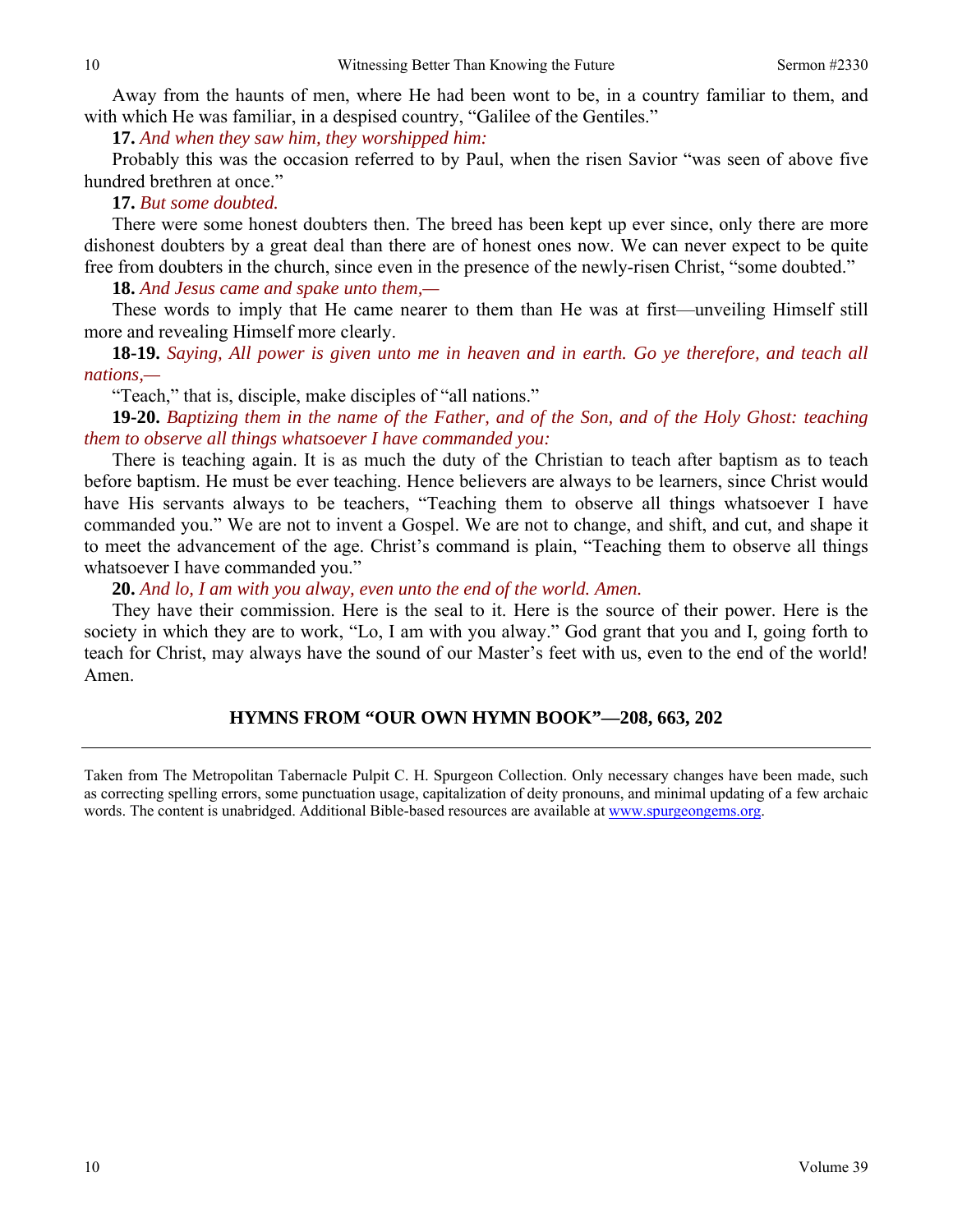Away from the haunts of men, where He had been wont to be, in a country familiar to them, and with which He was familiar, in a despised country, "Galilee of the Gentiles."

**17.** *And when they saw him, they worshipped him:*

Probably this was the occasion referred to by Paul, when the risen Savior "was seen of above five hundred brethren at once."

**17.** *But some doubted.*

There were some honest doubters then. The breed has been kept up ever since, only there are more dishonest doubters by a great deal than there are of honest ones now. We can never expect to be quite free from doubters in the church, since even in the presence of the newly-risen Christ, "some doubted."

**18.** *And Jesus came and spake unto them,—*

These words to imply that He came nearer to them than He was at first—unveiling Himself still more and revealing Himself more clearly.

**18-19.** *Saying, All power is given unto me in heaven and in earth. Go ye therefore, and teach all nations,—*

"Teach," that is, disciple, make disciples of "all nations."

**19-20.** *Baptizing them in the name of the Father, and of the Son, and of the Holy Ghost: teaching them to observe all things whatsoever I have commanded you:*

There is teaching again. It is as much the duty of the Christian to teach after baptism as to teach before baptism. He must be ever teaching. Hence believers are always to be learners, since Christ would have His servants always to be teachers, "Teaching them to observe all things whatsoever I have commanded you." We are not to invent a Gospel. We are not to change, and shift, and cut, and shape it to meet the advancement of the age. Christ's command is plain, "Teaching them to observe all things whatsoever I have commanded you."

**20.** *And lo, I am with you alway, even unto the end of the world. Amen.*

They have their commission. Here is the seal to it. Here is the source of their power. Here is the society in which they are to work, "Lo, I am with you alway." God grant that you and I, going forth to teach for Christ, may always have the sound of our Master's feet with us, even to the end of the world! Amen.

### HYMNS FROM "OUR OWN HYMN BOOK"—208, 663, 202

---

Taken from The Metropolitan Tabernacle Pulpit C. H. Spurgeon Collection. Only necessary changes have been made, such as correcting spelling errors, some punctuation usage, capitalization of deity pronouns, and minimal updating of a few archaic words. The content is unabridged. Additional Bible-based resources are available at www.spurgeongems.org.